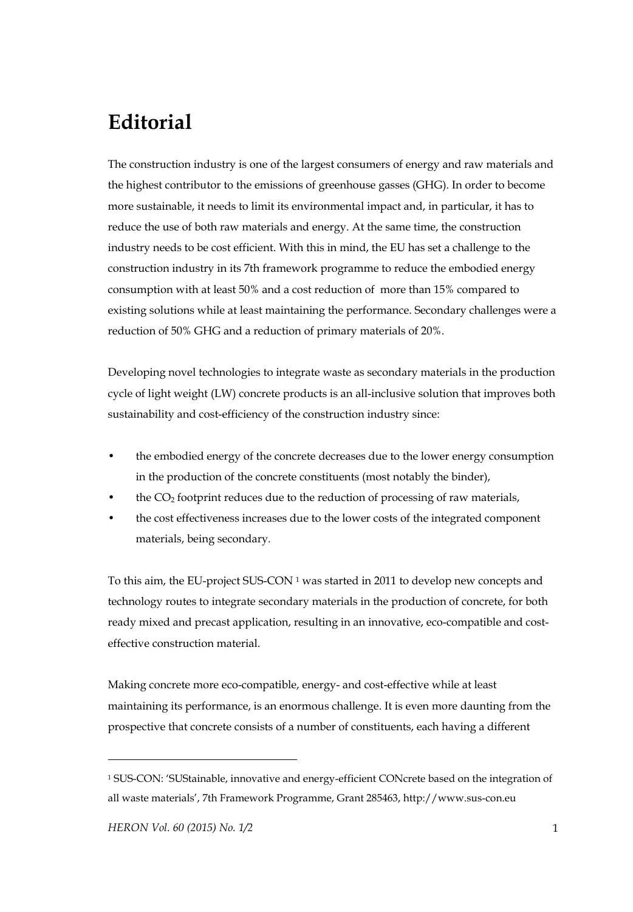# Editorial

The construction industry is one of the largest consumers of energy and raw materials and the highest contributor to the emissions of greenhouse gasses (GHG). In order to become more sustainable, it needs to limit its environmental impact and, in particular, it has to reduce the use of both raw materials and energy. At the same time, the construction industry needs to be cost efficient. With this in mind, the EU has set a challenge to the construction industry in its 7th framework programme to reduce the embodied energy consumption with at least 50% and a cost reduction of more than 15% compared to existing solutions while at least maintaining the performance. Secondary challenges were a reduction of 50% GHG and a reduction of primary materials of 20%.

Developing novel technologies to integrate waste as secondary materials in the production cycle of light weight (LW) concrete products is an all-inclusive solution that improves both sustainability and cost-efficiency of the construction industry since:

- the embodied energy of the concrete decreases due to the lower energy consumption in the production of the concrete constituents (most notably the binder),
- the $CO_2$ footprint reduces due to the reduction of processing of raw materials,
- the cost effectiveness increases due to the lower costs of the integrated component materials, being secondary.

To this aim, the EU-project SUS-CON [1] was started in 2011 to develop new concepts and technology routes to integrate secondary materials in the production of concrete, for both ready mixed and precast application, resulting in an innovative, eco-compatible and cost-effective construction material.

Making concrete more eco-compatible, energy- and cost-effective while at least maintaining its performance, is an enormous challenge. It is even more daunting from the prospective that concrete consists of a number of constituents, each having a different

[1] SUS-CON: 'SUStainable, innovative and energy-efficient CONcrete based on the integration of all waste materials', 7th Framework Programme, Grant 285463, http://www.sus-con.eu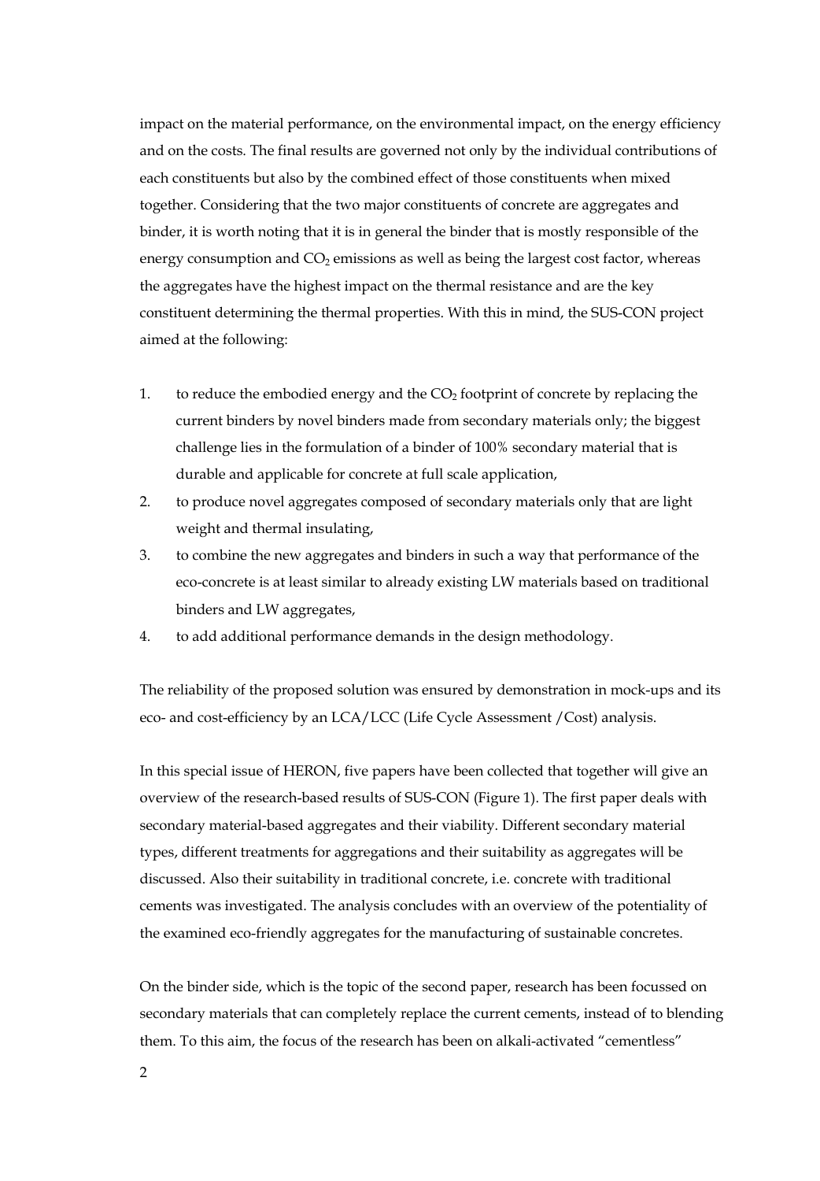impact on the material performance, on the environmental impact, on the energy efficiency and on the costs. The final results are governed not only by the individual contributions of each constituents but also by the combined effect of those constituents when mixed together. Considering that the two major constituents of concrete are aggregates and binder, it is worth noting that it is in general the binder that is mostly responsible of the energy consumption and $CO_2$ emissions as well as being the largest cost factor, whereas the aggregates have the highest impact on the thermal resistance and are the key constituent determining the thermal properties. With this in mind, the SUS-CON project aimed at the following:

1. to reduce the embodied energy and the $CO_2$ footprint of concrete by replacing the current binders by novel binders made from secondary materials only; the biggest challenge lies in the formulation of a binder of 100% secondary material that is durable and applicable for concrete at full scale application,
2. to produce novel aggregates composed of secondary materials only that are light weight and thermal insulating,
3. to combine the new aggregates and binders in such a way that performance of the eco-concrete is at least similar to already existing LW materials based on traditional binders and LW aggregates,
4. to add additional performance demands in the design methodology.

The reliability of the proposed solution was ensured by demonstration in mock-ups and its eco- and cost-efficiency by an LCA/LCC (Life Cycle Assessment /Cost) analysis.

In this special issue of HERON, five papers have been collected that together will give an overview of the research-based results of SUS-CON (Figure 1). The first paper deals with secondary material-based aggregates and their viability. Different secondary material types, different treatments for aggregations and their suitability as aggregates will be discussed. Also their suitability in traditional concrete, i.e. concrete with traditional cements was investigated. The analysis concludes with an overview of the potentiality of the examined eco-friendly aggregates for the manufacturing of sustainable concretes.

On the binder side, which is the topic of the second paper, research has been focussed on secondary materials that can completely replace the current cements, instead of to blending them. To this aim, the focus of the research has been on alkali-activated "cementless"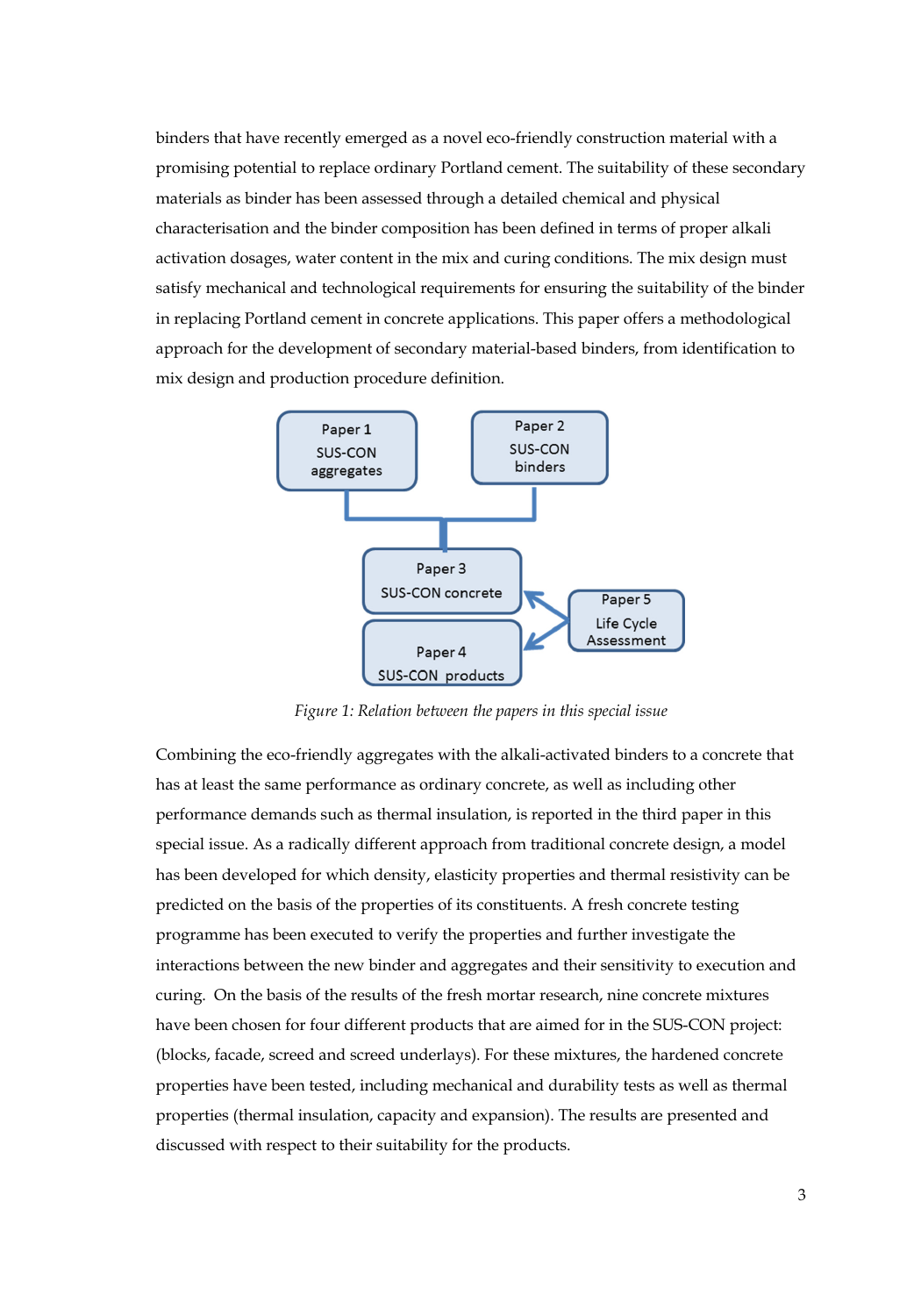binders that have recently emerged as a novel eco-friendly construction material with a promising potential to replace ordinary Portland cement. The suitability of these secondary materials as binder has been assessed through a detailed chemical and physical characterisation and the binder composition has been defined in terms of proper alkali activation dosages, water content in the mix and curing conditions. The mix design must satisfy mechanical and technological requirements for ensuring the suitability of the binder in replacing Portland cement in concrete applications. This paper offers a methodological approach for the development of secondary material-based binders, from identification to mix design and production procedure definition.

*Figure 1: Relation between the papers in this special issue*

Combining the eco-friendly aggregates with the alkali-activated binders to a concrete that has at least the same performance as ordinary concrete, as well as including other performance demands such as thermal insulation, is reported in the third paper in this special issue. As a radically different approach from traditional concrete design, a model has been developed for which density, elasticity properties and thermal resistivity can be predicted on the basis of the properties of its constituents. A fresh concrete testing programme has been executed to verify the properties and further investigate the interactions between the new binder and aggregates and their sensitivity to execution and curing. On the basis of the results of the fresh mortar research, nine concrete mixtures have been chosen for four different products that are aimed for in the SUS-CON project: (blocks, facade, screed and screed underlays). For these mixtures, the hardened concrete properties have been tested, including mechanical and durability tests as well as thermal properties (thermal insulation, capacity and expansion). The results are presented and discussed with respect to their suitability for the products.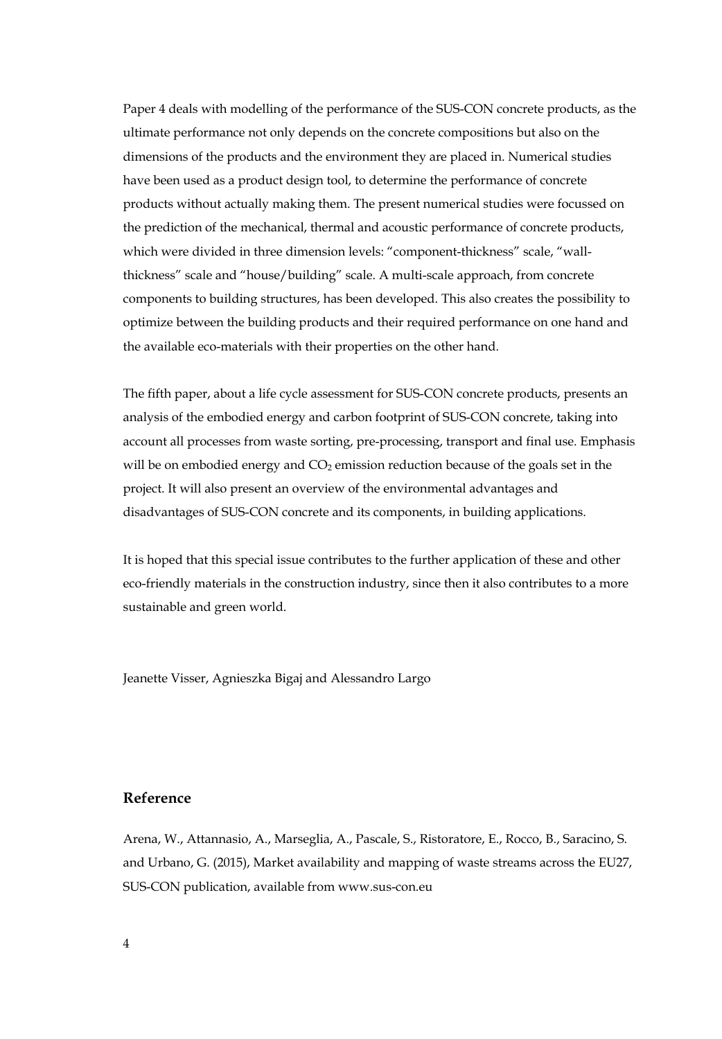Paper 4 deals with modelling of the performance of the SUS-CON concrete products, as the ultimate performance not only depends on the concrete compositions but also on the dimensions of the products and the environment they are placed in. Numerical studies have been used as a product design tool, to determine the performance of concrete products without actually making them. The present numerical studies were focussed on the prediction of the mechanical, thermal and acoustic performance of concrete products, which were divided in three dimension levels: "component-thickness" scale, "wall-thickness" scale and "house/building" scale. A multi-scale approach, from concrete components to building structures, has been developed. This also creates the possibility to optimize between the building products and their required performance on one hand and the available eco-materials with their properties on the other hand.

The fifth paper, about a life cycle assessment for SUS-CON concrete products, presents an analysis of the embodied energy and carbon footprint of SUS-CON concrete, taking into account all processes from waste sorting, pre-processing, transport and final use. Emphasis will be on embodied energy and $CO_2$ emission reduction because of the goals set in the project. It will also present an overview of the environmental advantages and disadvantages of SUS-CON concrete and its components, in building applications.

It is hoped that this special issue contributes to the further application of these and other eco-friendly materials in the construction industry, since then it also contributes to a more sustainable and green world.

Jeanette Visser, Agnieszka Bigaj and Alessandro Largo

## Reference

Arena, W., Attannasio, A., Marseglia, A., Pascale, S., Ristoratore, E., Rocco, B., Saracino, S. and Urbano, G. (2015), Market availability and mapping of waste streams across the EU27, SUS-CON publication, available from www.sus-con.eu